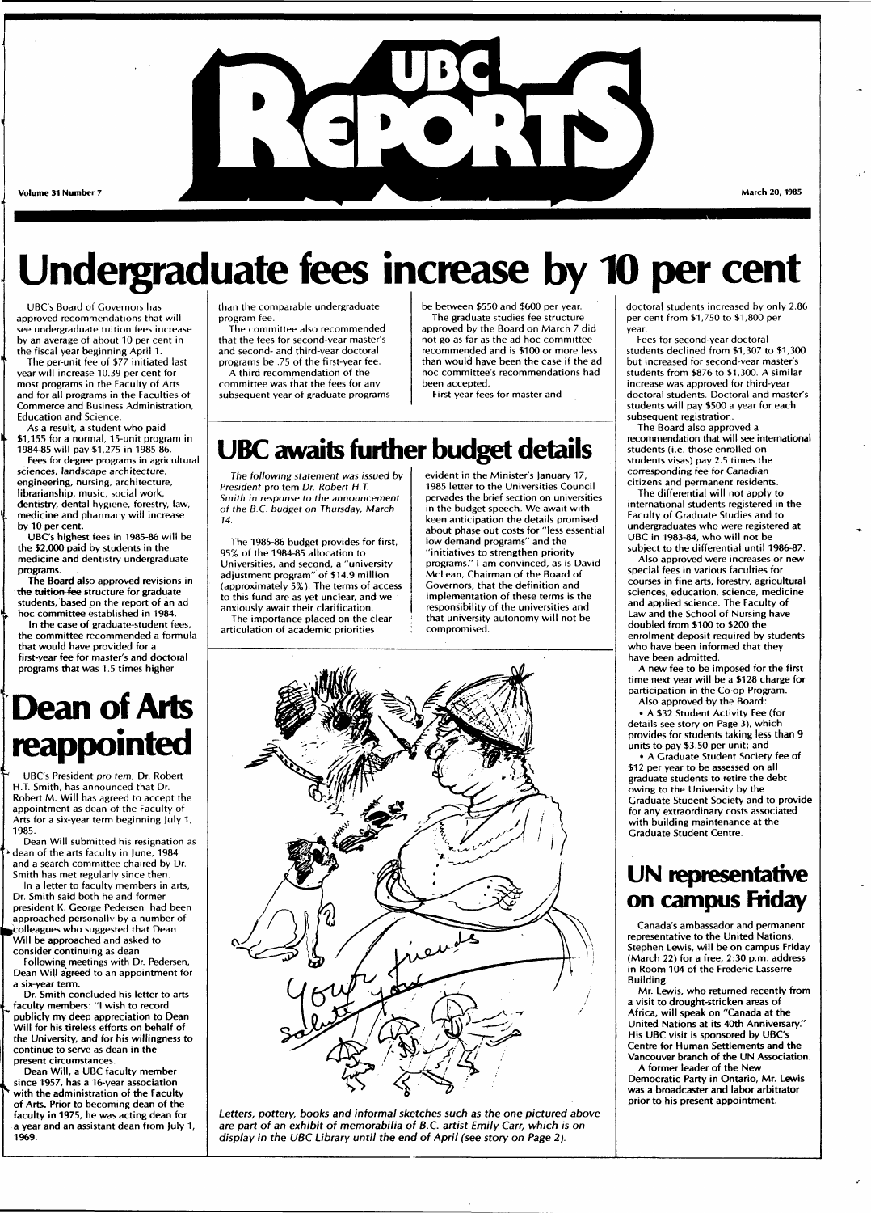# UBC Reports

Volume 31 Number 7 — March 20, 1985

# Undergraduate fees increase by 10 per cent

UBC's Board of Governors has approved recommendations that will see undergraduate tuition fees increase by an average of about 10 per cent in the fiscal year beginning April 1.

The per-unit fee of $77 initiated last year will increase 10.39 per cent for most programs in the Faculty of Arts and for all programs in the Faculties of Commerce and Business Administration, Education and Science.

As a result, a student who paid $1,155 for a normal, 15-unit program in 1984-85 will pay $1,275 in 1985-86.

Fees for degree programs in agricultural sciences, landscape architecture, engineering, nursing, architecture, librarianship, music, social work, dentistry, dental hygiene, forestry, law, medicine and pharmacy will increase by 10 per cent.

UBC's highest fees in 1985-86 will be the $2,000 paid by students in the medicine and dentistry undergraduate programs.

The Board also approved revisions in the tuition fee structure for graduate students, based on the report of an ad hoc committee established in 1984.

In the case of graduate-student fees, the committee recommended a formula that would have provided for a first-year fee for master's and doctoral programs that was 1.5 times higher than the comparable undergraduate program fee.

The committee also recommended that the fees for second-year master's and second- and third-year doctoral programs be .75 of the first-year fee.

A third recommendation of the committee was that the fees for any subsequent year of graduate programs be between $550 and $600 per year.

The graduate studies fee structure approved by the Board on March 7 did not go as far as the ad hoc committee recommended and is $100 or more less than would have been the case if the ad hoc committee's recommendations had been accepted.

First-year fees for master and doctoral students increased by only 2.86 per cent from $1,750 to $1,800 per year.

Fees for second-year doctoral students declined from $1,307 to $1,300 but increased for second-year master's students from $876 to $1,300. A similar increase was approved for third-year doctoral students. Doctoral and master's students will pay $500 a year for each subsequent registration.

The Board also approved a recommendation that will see international students (i.e. those enrolled on students visas) pay 2.5 times the corresponding fee for Canadian citizens and permanent residents.

The differential will not apply to international students registered in the Faculty of Graduate Studies and to undergraduates who were registered at UBC in 1983-84, who will not be subject to the differential until 1986-87.

Also approved were increases or new special fees in various faculties for courses in fine arts, forestry, agricultural sciences, education, science, medicine and applied science. The Faculty of Law and the School of Nursing have doubled from $100 to $200 the enrolment deposit required by students who have been informed that they have been admitted.

A new fee to be imposed for the first time next year will be a $128 charge for participation in the Co-op Program.

Also approved by the Board:

- A $32 Student Activity Fee (for details see story on Page 3), which provides for students taking less than 9 units to pay $3.50 per unit; and
- A Graduate Student Society fee of $12 per year to be assessed on all graduate students to retire the debt owing to the University by the Graduate Student Society and to provide for any extraordinary costs associated with building maintenance at the Graduate Student Centre.

# UBC awaits further budget details

*The following statement was issued by President pro tem Dr. Robert H.T. Smith in response to the announcement of the B.C. budget on Thursday, March 14.*

The 1985-86 budget provides for first, 95% of the 1984-85 allocation to Universities, and second, a "university adjustment program" of $14.9 million (approximately 5%). The terms of access to this fund are as yet unclear, and we anxiously await their clarification.

The importance placed on the clear articulation of academic priorities evident in the Minister's January 17, 1985 letter to the Universities Council pervades the brief section on universities in the budget speech. We await with keen anticipation the details promised about phase out costs for "less essential low demand programs" and the "initiatives to strengthen priority programs." I am convinced, as is David McLean, Chairman of the Board of Governors, that the definition and implementation of these terms is the responsibility of the universities and that university autonomy will not be compromised.

*Letters, pottery, books and informal sketches such as the one pictured above are part of an exhibit of memorabilia of B.C. artist Emily Carr, which is on display in the UBC Library until the end of April (see story on Page 2).*

# Dean of Arts reappointed

UBC's President *pro tem*, Dr. Robert H.T. Smith, has announced that Dr. Robert M. Will has agreed to accept the appointment as dean of the Faculty of Arts for a six-year term beginning July 1, 1985.

Dean Will submitted his resignation as dean of the arts faculty in June, 1984 and a search committee chaired by Dr. Smith has met regularly since then.

In a letter to faculty members in arts, Dr. Smith said both he and former president K. George Pedersen had been approached personally by a number of colleagues who suggested that Dean Will be approached and asked to consider continuing as dean.

Following meetings with Dr. Pedersen, Dean Will agreed to an appointment for a six-year term.

Dr. Smith concluded his letter to arts faculty members: "I wish to record publicly my deep appreciation to Dean Will for his tireless efforts on behalf of the University, and for his willingness to continue to serve as dean in the present circumstances.

Dean Will, a UBC faculty member since 1957, has a 16-year association with the administration of the Faculty of Arts. Prior to becoming dean of the faculty in 1975, he was acting dean for a year and an assistant dean from July 1, 1969.

# UN representative on campus Friday

Canada's ambassador and permanent representative to the United Nations, Stephen Lewis, will be on campus Friday (March 22) for a free, 2:30 p.m. address in Room 104 of the Frederic Lasserre Building.

Mr. Lewis, who returned recently from a visit to drought-stricken areas of Africa, will speak on "Canada at the United Nations at its 40th Anniversary." His UBC visit is sponsored by UBC's Centre for Human Settlements and the Vancouver branch of the UN Association.

A former leader of the New Democratic Party in Ontario, Mr. Lewis was a broadcaster and labor arbitrator prior to his present appointment.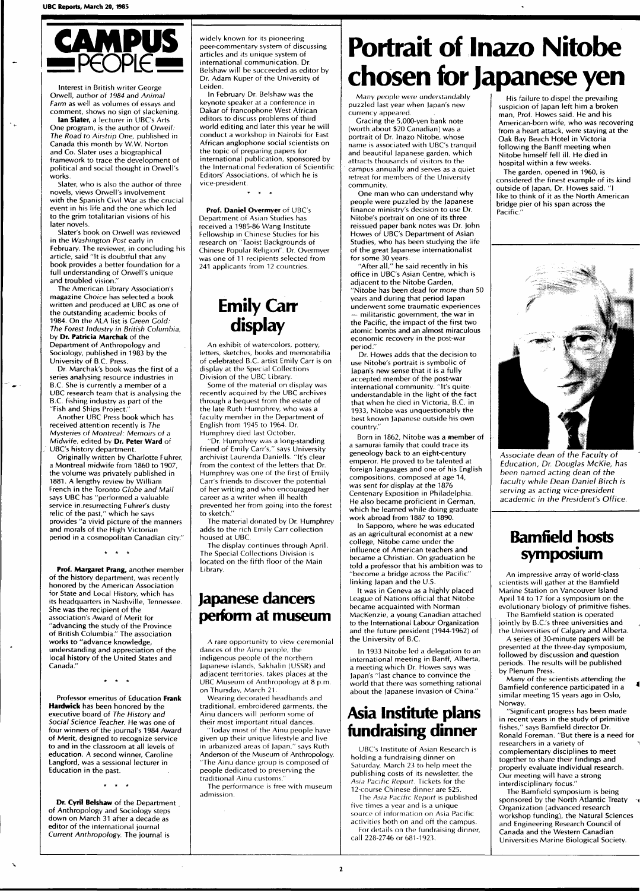# CAMPUS PEOPLE

Interest in British writer George Orwell, author of *1984* and *Animal Farm* as well as volumes of essays and comment, shows no sign of slackening.

**Ian Slater,** a lecturer in UBC's Arts One program, is the author of *Orwell: The Road to Airstrip One,* published in Canada this month by W.W. Norton and Co. Slater uses a biographical framework to trace the development of political and social thought in Orwell's works.

Slater, who is also the author of three novels, views Orwell's involvement with the Spanish Civil War as the crucial event in his life and the one which led to the grim totalitarian visions of his later novels.

Slater's book on Orwell was reviewed in the *Washington Post* early in February. The reviewer, in concluding his article, said "It is doubtful that any book provides a better foundation for a full understanding of Orwell's unique and troubled vision."

The American Library Association's magazine *Choice* has selected a book written and produced at UBC as one of the outstanding academic books of 1984. On the ALA list is *Green Gold: The Forest Industry in British Columbia,* by **Dr. Patricia Marchak** of the Department of Anthropology and Sociology, published in 1983 by the University of B.C. Press.

Dr. Marchak's book was the first of a series analysing resource industries in B.C. She is currently a member of a UBC research team that is analysing the B.C. fishing industry as part of the "Fish and Ships Project."

Another UBC Press book which has received attention recently is *The Mysteries of Montreal: Memoirs of a Midwife,* edited by **Dr. Peter Ward** of UBC's history department.

Originally written by Charlotte Fuhrer, a Montreal midwife from 1860 to 1907, the volume was privately published in 1881. A lengthy review by William French in the Toronto *Globe and Mail* says UBC has "performed a valuable service in resurrecting Fuhrer's dusty relic of the past," which he says provides "a vivid picture of the manners and morals of the High Victorian period in a cosmopolitan Canadian city."

\* \* \*

**Prof. Margaret Prang,** another member of the history department, was recently honored by the American Association for State and Local History, which has its headquarters in Nashville, Tennessee. She was the recipient of the association's Award of Merit for "advancing the study of the Province of British Columbia." The association works to "advance knowledge, understanding and appreciation of the local history of the United States and Canada."

\* \* \*

Professor emeritus of Education **Frank Hardwick** has been honored by the executive board of *The History and Social Science Teacher.* He was one of four winners of the journal's 1984 Award of Merit, designed to recognize service to and in the classroom at all levels of education. A second winner, Caroline Langford, was a sessional lecturer in Education in the past.

\* \* \*

**Dr. Cyril Belshaw** of the Department of Anthropology and Sociology steps down on March 31 after a decade as editor of the international journal *Current Anthropology.* The journal is widely known for its pioneering peer-commentary system of discussing articles and its unique system of international communication. Dr. Belshaw will be succeeded as editor by Dr. Adam Kuper of the University of Leiden.

In February Dr. Belshaw was the keynote speaker at a conference in Dakar of francophone West African editors to discuss problems of third world editing and later this year he will conduct a workshop in Nairobi for East African anglophone social scientists on the topic of preparing papers for international publication, sponsored by the International Federation of Scientific Editors' Associations, of which he is vice-president.

\* \* \*

**Prof. Daniel Overmyer** of UBC's Department of Asian Studies has received a 1985-86 Wang Institute Fellowship in Chinese Studies for his research on "Taoist Backgrounds of Chinese Popular Religion". Dr. Overmyer was one of 11 recipients selected from 241 applicants from 12 countries.

## Emily Carr display

An exhibit of watercolors, pottery, letters, sketches, books and memorabilia of celebrated B.C. artist Emily Carr is on display at the Special Collections Division of the UBC Library.

Some of the material on display was recently acquired by the UBC archives through a bequest from the estate of the late Ruth Humphrey, who was a faculty member in the Department of English from 1945 to 1964. Dr. Humphrey died last October.

"Dr. Humphrey was a long-standing friend of Emily Carr's," says University archivist Laurenda Daniells. "It's clear from the context of the letters that Dr. Humphrey was one of the first of Emily Carr's friends to discover the potential of her writing and who encouraged her career as a writer when ill health prevented her from going into the forest to sketch."

The material donated by Dr. Humphrey adds to the rich Emily Carr collection housed at UBC.

The display continues through April. The Special Collections Division is located on the fifth floor of the Main Library.

## Japanese dancers perform at museum

A rare opportunity to view ceremonial dances of the Ainu people, the indigenous people of the northern Japanese islands, Sakhalin (USSR) and adjacent territories, takes places at the UBC Museum of Anthropology at 8 p.m. on Thursday, March 21.

Wearing decorated headbands and traditional, embroidered garments, the Ainu dancers will perform some of their most important ritual dances.

"Today most of the Ainu people have given up their unique lifestyle and live in urbanized areas of Japan," says Ruth Anderson of the Museum of Anthropology. "The Ainu dance group is composed of people dedicated to preserving the traditional Ainu customs."

The performance is free with museum admission.

# Portrait of Inazo Nitobe chosen for Japanese yen

Many people were understandably puzzled last year when Japan's new currency appeared.

Gracing the 5,000-yen bank note (worth about $20 Canadian) was a portrait of Dr. Inazo Nitobe, whose name is associated with UBC's tranquil and beautiful Japanese garden, which attracts thousands of visitors to the campus annually and serves as a quiet retreat for members of the University community.

One man who can understand why people were puzzled by the Japanese finance ministry's decision to use Dr. Nitobe's portrait on one of its three reissued paper bank notes was Dr. John Howes of UBC's Department of Asian Studies, who has been studying the life of the great Japanese internationalist for some 30 years.

"After all," he said recently in his office in UBC's Asian Centre, which is adjacent to the Nitobe Garden, "Nitobe has been dead for more than 50 years and during that period Japan underwent some traumatic experiences — militaristic government, the war in the Pacific, the impact of the first two atomic bombs and an almost miraculous economic recovery in the post-war period."

Dr. Howes adds that the decision to use Nitobe's portrait is symbolic of Japan's new sense that it is a fully accepted member of the post-war international community. "It's quite understandable in the light of the fact that when he died in Victoria, B.C. in 1933, Nitobe was unquestionably the best known Japanese outside his own country."

Born in 1862, Nitobe was a member of a samurai family that could trace its geneology back to an eight-century emperor. He proved to be talented at foreign languages and one of his English compositions, composed at age 14, was sent for display at the 1876 Centenary Exposition in Philadelphia. He also became proficient in German, which he learned while doing graduate work abroad from 1887 to 1890.

In Sapporo, where he was educated as an agricultural economist at a new college, Nitobe came under the influence of American teachers and became a Christian. On graduation he told a professor that his ambition was to "become a bridge across the Pacific" linking Japan and the U.S.

It was in Geneva as a highly placed League of Nations official that Nitobe became acquainted with Norman MacKenzie, a young Canadian attached to the International Labour Organization and the future president (1944-1962) of the University of B.C.

In 1933 Nitobe led a delegation to an international meeting in Banff, Alberta, a meeting which Dr. Howes says was Japan's "last chance to convince the world that there was something rational about the Japanese invasion of China."

His failure to dispel the prevailing suspicion of Japan left him a broken man, Prof. Howes said. He and his American-born wife, who was recovering from a heart attack, were staying at the Oak Bay Beach Hotel in Victoria following the Banff meeting when Nitobe himself fell ill. He died in hospital within a few weeks.

The garden, opened in 1960, is considered the finest example of its kind outside of Japan, Dr. Howes said. "I like to think of it as the North American bridge pier of his span across the Pacific."

*Associate dean of the Faculty of Education, Dr. Douglas McKie, has been named acting dean of the faculty while Dean Daniel Birch is serving as acting vice-president academic in the President's Office.*

## Asia Institute plans fundraising dinner

UBC's Institute of Asian Research is holding a fundraising dinner on Saturday, March 23 to help meet the publishing costs of its newsletter, the *Asia Pacific Report.* Tickets for the 12-course Chinese dinner are $25.

The *Asia Pacific Report* is published five times a year and is a unique source of information on Asia Pacific activities both on and off the campus.

For details on the fundraising dinner, call 228-2746 or 681-1923.

## Bamfield hosts symposium

An impressive array of world-class scientists will gather at the Bamfield Marine Station on Vancouver Island April 14 to 17 for a symposium on the evolutionary biology of primitive fishes.

The Bamfield station is operated jointly by B.C.'s three universities and the Universities of Calgary and Alberta.

A series of 30-minute papers will be presented at the three-day symposium, followed by discussion and question periods. The results will be published by Plenum Press.

Many of the scientists attending the Bamfield conference participated in a similar meeting 15 years ago in Oslo, Norway.

"Significant progress has been made in recent years in the study of primitive fishes," says Bamfield director Dr. Ronald Foreman. "But there is a need for researchers in a variety of complementary disciplines to meet together to share their findings and properly evaluate individual research. Our meeting will have a strong interdisciplinary focus."

The Bamfield symposium is being sponsored by the North Atlantic Treaty Organization (advanced research workshop funding), the Natural Sciences and Engineering Research Council of Canada and the Western Canadian Universities Marine Biological Society.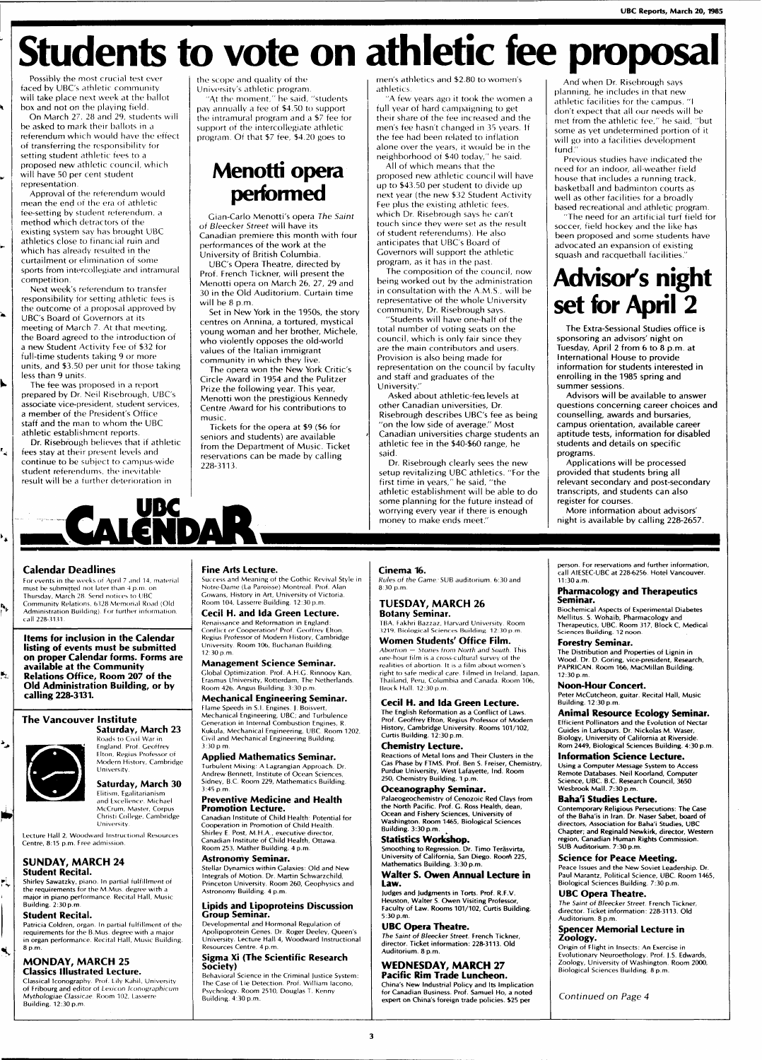# Students to vote on athletic fee proposal

Possibly the most crucial test ever faced by UBC's athletic community will take place next week at the ballot box and not on the playing field.

On March 27, 28 and 29, students will be asked to mark their ballots in a referendum which would have the effect of transferring the responsibility for setting student athletic fees to a proposed new athletic council, which will have 50 per cent student representation.

Approval of the referendum would mean the end of the era of athletic fee-setting by student referendum, a method which detractors of the existing system say has brought UBC athletics close to financial ruin and which has already resulted in the curtailment or elimination of some sports from intercollegiate and intramural competition.

Next week's referendum to transfer responsibility for setting athletic fees is the outcome of a proposal approved by UBC's Board of Governors at its meeting of March 7. At that meeting, the Board agreed to the introduction of a new Student Activity Fee of $32 for full-time students taking 9 or more units, and $3.50 per unit for those taking less than 9 units.

The fee was proposed in a report prepared by Dr. Neil Risebrough, UBC's associate vice-president, student services, a member of the President's Office staff and the man to whom the UBC athletic establishment reports.

Dr. Risebrough believes that if athletic fees stay at their present levels and continue to be subject to campus-wide student referendums, the inevitable result will be a further deterioration in the scope and quality of the University's athletic program.

"At the moment," he said, "students pay annually a fee of $4.50 to support the intramural program and a $7 fee for support of the intercollegiate athletic program. Of that $7 fee, $4.20 goes to men's athletics and $2.80 to women's athletics.

"A few years ago it took the women a full year of hard campaigning to get their share of the fee increased and the men's fee hasn't changed in 35 years. If the fee had been related to inflation alone over the years, it would be in the neighborhood of $40 today," he said.

All of which means that the proposed new athletic council will have up to $43.50 per student to divide up next year (the new $32 Student Activity Fee plus the existing athletic fees, which Dr. Risebrough says he can't touch since they were set as the result of student referendums). He also anticipates that UBC's Board of Governors will support the athletic program, as it has in the past.

The composition of the council, now being worked out by the administration in consultation with the A.M.S., will be representative of the whole University community, Dr. Risebrough says.

"Students will have one-half of the total number of voting seats on the council, which is only fair since they are the main contributors and users. Provision is also being made for representation on the council by faculty and staff and graduates of the University."

Asked about athletic-fee levels at other Canadian universities, Dr. Risebrough describes UBC's fee as being "on the low side of average." Most Canadian universities charge students an athletic fee in the $40-$60 range, he said.

Dr. Risebrough clearly sees the new setup revitalizing UBC athletics. "For the first time in years," he said, "the athletic establishment will be able to do some planning for the future instead of worrying every year if there is enough money to make ends meet."

And when Dr. Risebrough says planning, he includes in that new athletic facilities for the campus. "I don't expect that all our needs will be met from the athletic fee," he said, "but some as yet undetermined portion of it will go into a facilities development fund."

Previous studies have indicated the need for an indoor, all-weather field house that includes a running track, basketball and badminton courts as well as other facilities for a broadly based recreational and athletic program.

"The need for an artificial turf field for soccer, field hockey and the like has been proposed and some students have advocated an expansion of existing squash and racquetball facilities."

## Menotti opera performed

Gian-Carlo Menotti's opera *The Saint of Bleecker Street* will have its Canadian premiere this month with four performances of the work at the University of British Columbia.

UBC's Opera Theatre, directed by Prof. French Tickner, will present the Menotti opera on March 26, 27, 29 and 30 in the Old Auditorium. Curtain time will be 8 p.m.

Set in New York in the 1950s, the story centres on Annina, a tortured, mystical young woman and her brother, Michele, who violently opposes the old-world values of the Italian immigrant community in which they live.

The opera won the New York Critic's Circle Award in 1954 and the Pulitzer Prize the following year. This year, Menotti won the prestigious Kennedy Centre Award for his contributions to music.

Tickets for the opera at $9 ($6 for seniors and students) are available from the Department of Music. Ticket reservations can be made by calling 228-3113.

## Advisor's night set for April 2

The Extra-Sessional Studies office is sponsoring an advisors' night on Tuesday, April 2 from 6 to 8 p.m. at International House to provide information for students interested in enrolling in the 1985 spring and summer sessions.

Advisors will be available to answer questions concerning career choices and counselling, awards and bursaries, campus orientation, available career aptitude tests, information for disabled students and details on specific programs.

Applications will be processed provided that students bring all relevant secondary and post-secondary transcripts, and students can also register for courses.

More information about advisors' night is available by calling 228-2657.

# UBC CALENDAR

### Calendar Deadlines

For events in the weeks of April 7 and 14, material must be submitted not later than 4 p.m. on Thursday, March 28. Send notices to UBC Community Relations, 6328 Memorial Road (Old Administration Building). For further information, call 228-3131.

**Items for inclusion in the Calendar listing of events must be submitted on proper Calendar forms. Forms are available at the Community Relations Office, Room 207 of the Old Administration Building, or by calling 228-3131.**

### The Vancouver Institute

**Saturday, March 23**
Roads to Civil War in England. Prof. Geoffrey Elton, Regius Professor of Modern History, Cambridge University.

**Saturday, March 30**
Elitism, Egalitarianism and Excellence. Michael McCrum, Master, Corpus Christi College, Cambridge University.

Lecture Hall 2, Woodward Instructional Resources Centre, 8:15 p.m. Free admission.

## SUNDAY, MARCH 24

**Student Recital.**
Shirley Sawatzky, piano. In partial fulfillment of the requirements for the M.Mus. degree with a major in piano performance. Recital Hall, Music Building. 2:30 p.m.

**Student Recital.**
Patricia Coldren, organ. In partial fulfillment of the requirements for the B.Mus. degree with a major in organ performance. Recital Hall, Music Building. 8 p.m.

## MONDAY, MARCH 25

**Classics Illustrated Lecture.**
Classical Iconography. Prof. Lily Kahil, University of Fribourg and editor of *Lexicon Iconographicum Mythologiae Classicae*. Room 102, Lasserre Building. 12:30 p.m.

**Fine Arts Lecture.**
Success and Meaning of the Gothic Revival Style in Notre-Dame (La Paroisse) Montreal. Prof. Alan Gowans, History in Art, University of Victoria. Room 104, Lasserre Building. 12:30 p.m.

**Cecil H. and Ida Green Lecture.**
Renaissance and Reformation in England: Conflict or Cooperation? Prof. Geoffrey Elton, Regius Professor of Modern History, Cambridge University. Room 106, Buchanan Building. 12:30 p.m.

**Management Science Seminar.**
Global Optimization. Prof. A.H.G. Rinnooy Kan, Erasmus University, Rotterdam, The Netherlands. Room 426, Angus Building. 3:30 p.m.

**Mechanical Engineering Seminar.**
Flame Speeds in S.I. Engines. J. Boisvert, Mechanical Engineering, UBC; and Turbulence Generation in Internal Combustion Engines, R. Kukula, Mechanical Engineering, UBC. Room 1202, Civil and Mechanical Engineering Building. 3:30 p.m.

**Applied Mathematics Seminar.**
Turbulent Mixing: A Lagrangian Approach. Dr. Andrew Bennett, Institute of Ocean Sciences, Sidney, B.C. Room 229, Mathematics Building. 3:45 p.m.

**Preventive Medicine and Health Promotion Lecture.**
Canadian Institute of Child Health: Potential for Cooperation in Promotion of Child Health. Shirley E. Post, M.H.A., executive director, Canadian Institute of Child Health, Ottawa. Room 253, Mather Building. 4 p.m.

**Astronomy Seminar.**
Stellar Dynamics within Galaxies: Old and New Integrals of Motion. Dr. Martin Schwarzchild, Princeton University. Room 260, Geophysics and Astronomy Building. 4 p.m.

**Lipids and Lipoproteins Discussion Group Seminar.**
Developmental and Hormonal Regulation of Apolipoprotein Genes. Dr. Roger Deeley, Queen's University. Lecture Hall 4, Woodward Instructional Resources Centre. 4 p.m.

**Sigma Xi (The Scientific Research Society)**
Behavioral Science in the Criminal Justice System: The Case of Lie Detection. Prof. William Iacono, Psychology. Room 2510, Douglas T. Kenny Building. 4:30 p.m.

**Cinema 16.**
*Rules of the Game.* SUB auditorium. 6:30 and 8:30 p.m.

## TUESDAY, MARCH 26

**Botany Seminar.**
TBA. Fakhri Bazzaz, Harvard University. Room 3219, Biological Sciences Building. 12:30 p.m.

**Women Students' Office Film.**
*Abortion — Stories from North and South.* This one-hour film is a cross-cultural survey of the realities of abortion. It is a film about women's right to safe medical care. Filmed in Ireland, Japan, Thailand, Peru, Columbia and Canada. Room 106, Brock Hall. 12:30 p.m.

**Cecil H. and Ida Green Lecture.**
The English Reformation as a Conflict of Laws. Prof. Geoffrey Elton, Regius Professor of Modern History, Cambridge University. Rooms 101/102, Curtis Building. 12:30 p.m.

**Chemistry Lecture.**
Reactions of Metal Ions and Their Clusters in the Gas Phase by FTMS. Prof. Ben S. Freiser, Chemistry, Purdue University, West Lafayette, Ind. Room 250, Chemistry Building. 1 p.m.

**Oceanography Seminar.**
Palaeogeochemistry of Cenozoic Red Clays from the North Pacific. Prof. G. Ross Heath, dean, Ocean and Fishery Sciences, University of Washington. Room 1465, Biological Sciences Building. 3:30 p.m.

**Statistics Workshop.**
Smoothing to Regression. Dr. Timo Teräsvirta, University of California, San Diego. Room 225, Mathematics Building. 3:30 p.m.

**Walter S. Owen Annual Lecture in Law.**
Judges and Judgments in Torts. Prof. R.F.V. Heuston, Walter S. Owen Visiting Professor, Faculty of Law. Rooms 101/102, Curtis Building. 5:30 p.m.

**UBC Opera Theatre.**
*The Saint of Bleecker Street.* French Tickner, director. Ticket information: 228-3113. Old Auditorium. 8 p.m.

## WEDNESDAY, MARCH 27

**Pacific Rim Trade Luncheon.**
China's New Industrial Policy and Its Implication for Canadian Business. Prof. Samuel Ho, a noted expert on China's foreign trade policies. $25 per person. For reservations and further information, call AIESEC-UBC at 228-6256. Hotel Vancouver. 11:30 a.m.

**Pharmacology and Therapeutics Seminar.**
Biochemical Aspects of Experimental Diabetes Mellitus. S. Wohaib, Pharmacology and Therapeutics, UBC. Room 317, Block C, Medical Sciences Building. 12 noon.

**Forestry Seminar.**
The Distribution and Properties of Lignin in Wood. Dr. D. Goring, vice-president, Research, PAPRICAN. Room 166, MacMillan Building. 12:30 p.m.

**Noon-Hour Concert.**
Peter McCutcheon, guitar. Recital Hall, Music Building. 12:30 p.m.

**Animal Resource Ecology Seminar.**
Efficient Pollinators and the Evolution of Nectar Guides in Larkspurs. Dr. Nickolas M. Waser, Biology, University of California at Riverside. Rom 2449, Biological Sciences Building. 4:30 p.m.

**Information Science Lecture.**
Using a Computer Message System to Access Remote Databases. Neil Koorland, Computer Science, UBC. B.C. Research Council, 3650 Wesbrook Mall. 7:30 p.m.

**Baha'i Studies Lecture.**
Contemporary Religious Persecutions: The Case of the Baha'is in Iran. Dr. Naser Sabet, board of directors, Association for Baha'i Studies, UBC Chapter; and Reginald Newkirk, director, Western region, Canadian Human Rights Commission. SUB Auditorium. 7:30 p.m.

**Science for Peace Meeting.**
Peace Issues and the New Soviet Leadership. Dr. Paul Marantz, Political Science, UBC. Room 1465, Biological Sciences Building. 7:30 p.m.

**UBC Opera Theatre.**
*The Saint of Bleecker Street.* French Tickner, director. Ticket information: 228-3113. Old Auditorium. 8 p.m.

**Spencer Memorial Lecture in Zoology.**
Origin of Flight in Insects: An Exercise in Evolutionary Neuroethology. Prof. J.S. Edwards, Zoology, University of Washington. Room 2000, Biological Sciences Building. 8 p.m.

*Continued on Page 4*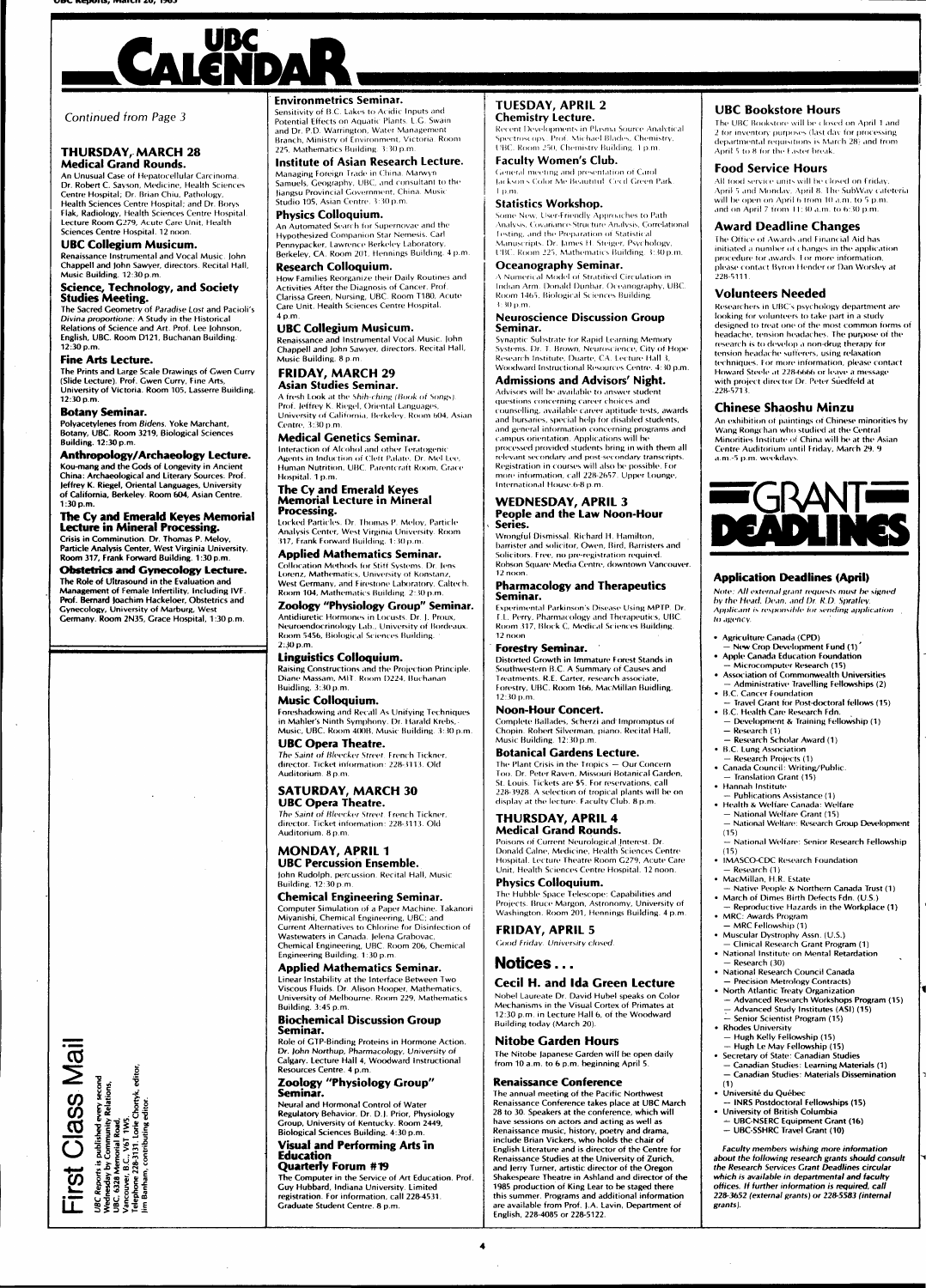# UBC CALENDAR

*Continued from Page 3*

### THURSDAY, MARCH 28

**Medical Grand Rounds.**
An Unusual Case of Hepatocellular Carcinoma. Dr. Robert C. Sayson, Medicine, Health Sciences Centre Hospital; Dr. Brian Chiu, Pathology, Health Sciences Centre Hospital; and Dr. Borys Flak, Radiology, Health Sciences Centre Hospital. Lecture Room G279, Acute Care Unit, Health Sciences Centre Hospital. 12 noon.

**UBC Collegium Musicum.**
Renaissance Instrumental and Vocal Music. John Chappell and John Sawyer, directors. Recital Hall, Music Building. 12:30 p.m.

**Science, Technology, and Society Studies Meeting.**
The Sacred Geometry of *Paradise Lost* and Pacioli's *Divina proportione*: A Study in the Historical Relations of Science and Art. Prof. Lee Johnson, English, UBC. Room D121, Buchanan Building. 12:30 p.m.

**Fine Arts Lecture.**
The Prints and Large Scale Drawings of Gwen Curry (Slide Lecture). Prof. Gwen Curry, Fine Arts, University of Victoria. Room 105, Lasserre Building. 12:30 p.m.

**Botany Seminar.**
Polyacetylenes from *Bidens*. Yoke Marchant, Botany, UBC. Room 3219, Biological Sciences Building. 12:30 p.m.

**Anthropology/Archaeology Lecture.**
Kou-mang and the Gods of Longevity in Ancient China: Archaeological and Literary Sources. Prof. Jeffrey K. Riegel, Oriental Languages, University of California, Berkeley. Room 604, Asian Centre. 1:30 p.m.

**The Cy and Emerald Keyes Memorial Lecture in Mineral Processing.**
Crisis in Comminution. Dr. Thomas P. Meloy, Particle Analysis Center, West Virginia University. Room 317, Frank Forward Building. 1:30 p.m.

**Obstetrics and Gynecology Lecture.**
The Role of Ultrasound in the Evaluation and Management of Female Infertility, Including IVF. Prof. Bernard Joachim Hackeloer, Obstetrics and Gynecology, University of Marburg, West Germany. Room 2N35, Grace Hospital. 1:30 p.m.

**Environmetrics Seminar.**
Sensitivity of B.C. Lakes to Acidic Inputs and Potential Effects on Aquatic Plants. L.G. Swain and Dr. P.D. Warrington, Water Management Branch, Ministry of Environment, Victoria. Room 225, Mathematics Building. 3:30 p.m.

**Institute of Asian Research Lecture.**
Managing Foreign Trade in China. Marwyn Samuels, Geography, UBC, and consultant to the Jiangsu Provincial Government, China. Music Studio 105, Asian Centre. 3:30 p.m.

**Physics Colloquium.**
An Automated Search for Supernovae and the Hypothesized Companion Star Nemesis. Carl Pennypacker, Lawrence Berkeley Laboratory, Berkeley, CA. Room 201, Hennings Building. 4 p.m.

**Research Colloquium.**
How Families Reorganize their Daily Routines and Activities After the Diagnosis of Cancer. Prof. Clarissa Green, Nursing, UBC. Room T180, Acute Care Unit, Health Sciences Centre Hospital. 4 p.m.

**UBC Collegium Musicum.**
Renaissance Substrate and Instrumental Vocal Music. John Chappell and John Sawyer, directors. Recital Hall, Music Building. 8 p.m.

### FRIDAY, MARCH 29

**Asian Studies Seminar.**
A Fresh Look at the *Shih-ching* (*Book of Songs*). Prof. Jeffrey K. Riegel, Oriental Languages, University of California, Berkeley. Room 604, Asian Centre. 3:30 p.m.

**Medical Genetics Seminar.**
Interaction of Alcohol and other Teratogenic Agents in Induction of Cleft Palate. Dr. Mel Lee, Human Nutrition, UBC. Parentcraft Room, Grace Hospital. 1 p.m.

**The Cy and Emerald Keyes Memorial Lecture in Mineral Processing.**
Locked Particles. Dr. Thomas P. Meloy, Particle Analysis Center, West Virginia University. Room 317, Frank Forward Building. 1:30 p.m.

**Applied Mathematics Seminar.**
Collocation Methods for Stiff Systems. Dr. Jens Lorenz, Mathematics, University of Konstanz, West Germany, and Firestone Laboratory, Caltech. Room 104, Mathematics Building. 2:30 p.m.

**Zoology "Physiology Group" Seminar.**
Antidiuretic Hormones in Locusts. Dr. J. Proux, Neuroendocrinology Lab., University of Bordeaux. Room 5456, Biological Sciences Building. 2:30 p.m.

**Linguistics Colloquium.**
Raising Constructions and the Projection Principle. Diane Massam, MIT. Room D224, Buchanan Buidling. 3:30 p.m.

**Music Colloquium.**
Foreshadowing and Recall As Unifying Techniques in Mahler's Ninth Symphony. Dr. Harald Krebs, Music, UBC. Room 400B, Music Building. 3:30 p.m.

**UBC Opera Theatre.**
*The Saint of Bleecker Street.* French Tickner, director. Ticket information: 228-3113. Old Auditorium. 8 p.m.

### SATURDAY, MARCH 30

**UBC Opera Theatre.**
*The Saint of Bleecker Street.* French Tickner, director. Ticket information: 228-3113. Old Auditorium. 8 p.m.

### MONDAY, APRIL 1

**UBC Percussion Ensemble.**
John Rudolph, percussion. Recital Hall, Music Building. 12:30 p.m.

**Chemical Engineering Seminar.**
Computer Simulation of a Paper Machine. Takanori Miyanishi, Chemical Engineering, UBC; and Current Alternatives to Chlorine for Disinfection of Wastewaters in Canada. Jelena Grabovac, Chemical Engineering, UBC. Room 206, Chemical Engineering Building. 1:30 p.m.

**Applied Mathematics Seminar.**
Linear Instability at the Interface Between Two Viscous Fluids. Dr. Alison Hooper, Mathematics, University of Melbourne. Room 229, Mathematics Building. 3:45 p.m.

**Biochemical Discussion Group Seminar.**
Role of GTP-Binding Proteins in Hormone Action. Dr. John Northup, Pharmacology, University of Calgary. Lecture Hall 4, Woodward Instructional Resources Centre. 4 p.m.

**Zoology "Physiology Group" Seminar.**
Neural and Hormonal Control of Water Regulatory Behavior. Dr. D.J. Prior, Physiology Group, University of Kentucky. Room 2449, Biological Sciences Building. 4:30 p.m.

**Visual and Performing Arts in Education Quarterly Forum #19**
The Computer in the Service of Art Education. Prof. Guy Hubbard, Indiana University. Limited registration. For information, call 228-4531. Graduate Student Centre. 8 p.m.

### TUESDAY, APRIL 2

**Chemistry Lecture.**
Recent Developments in Plasma Source Analytical Spectroscopy. Prof. Michael Blades, Chemistry, UBC. Room 250, Chemistry Building. 1 p.m.

**Faculty Women's Club.**
General meeting and presentation of Carol Jackson's Color Me Beautiful. Cecil Green Park. 1 p.m.

**Statistics Workshop.**
Some New, User-Friendly Approaches to Path Analysis, Covariance Structure Analysis, Correlational Testing, and the Preparation of Statistical Manuscripts. Dr. James H. Steiger, Psychology, UBC. Room 225, Mathematics Building. 3:30 p.m.

**Oceanography Seminar.**
A Numerical Model of Stratified Circulation in Indian Arm. Donald Dunbar, Oceanography, UBC. Room 1465, Biological Sciences Building. 3:30 p.m.

**Neuroscience Discussion Group Seminar.**
Synaptic Substrate for Rapid Learning Memory Systems. Dr. T. Brown, Neuroscience, City of Hope Research Institute, Duarte, CA. Lecture Hall 3, Woodward Instructional Resources Centre. 4:30 p.m.

**Admissions and Advisors' Night.**
Advisors will be available to answer student questions concerning career choices and counselling, available career aptitude tests, awards and bursaries, special help for disabled students, and general information concerning programs and campus orientation. Applications will be processed provided students bring in with them all relevant secondary and post-secondary transcripts. Registration in courses will also be possible. For more information, call 228-2657. Upper Lounge, International House 6-8 p.m.

### WEDNESDAY, APRIL 3

**People and the Law Noon-Hour Series.**
Wrongful Dismissal. Richard H. Hamilton, barrister and solicitor, Owen, Bird, Barristers and Solicitors. Free, no pre-registration required. Robson Square Media Centre, downtown Vancouver. 12 noon.

**Pharmacology and Therapeutics Seminar.**
Experimental Parkinson's Disease Using MPTP. Dr. T.L. Perry, Pharmacology and Therapeutics, UBC. Room 317, Block C, Medical Sciences Building. 12 noon.

**Forestry Seminar.**
Distorted Growth in Immature Forest Stands in Southwestern B.C. A Summary of Causes and Treatments. R.E. Carter, research associate, Forestry, UBC. Room 166, MacMillan Buidling. 12:30 p.m.

**Noon-Hour Concert.**
Complete Ballades, Scherzi and Impromptus of Chopin. Robert Silverman, piano. Recital Hall, Music Building. 12:30 p.m.

**Botanical Gardens Lecture.**
The Plant Crisis in the Tropics — Our Concern Too. Dr. Peter Raven, Missouri Botanical Garden, St. Louis. Tickets are $5. For reservations, call 228-4208. A selection of tropical plants will be on display at the lecture. Faculty Club. 8 p.m.

### THURSDAY, APRIL 4

**Medical Grand Rounds.**
Poisons of Current Neurological Interest. Dr. Donald Calne, Medicine, Health Sciences Centre Hospital. Lecture Theatre Room G279, Acute Care Unit, Health Sciences Centre Hospital. 12 noon.

**Physics Colloquium.**
The Hubble Space Telescope: Capabilities and Projects. Bruce Margon, Astronomy, University of Washington. Room 201, Hennings Building. 4 p.m.

### FRIDAY, APRIL 5

*Good Friday. University closed.*

## Notices...

**Cecil H. and Ida Green Lecture**
Nobel Laureate Dr. David Hubel speaks on Color Mechanisms in the Visual Cortex of Primates at 12:30 p.m. in Lecture Hall 6, of the Woodward Building today (March 20).

**Nitobe Garden Hours**
The Nitobe Japanese Garden will be open daily from 10 a.m. to 6 p.m. beginning April 5.

**Renaissance Conference**
The annual meeting of the Pacific Northwest Renaissance Conference takes place at UBC March 28 to 30. Speakers at the conference, which will have sessions on actors and acting as well as Renaissance music, history, poetry and drama, include Brian Vickers, who holds the chair of English Literature and is director of the Centre for Renaissance Studies at the University of Zurich, and Jerry Turner, artistic director of the Oregon Shakespeare Theatre in Ashland and director of the 1985 production of King Lear to be staged there this summer. Programs and additional information are available from Prof. J.A. Lavin, Department of English, 228-4085 or 228-5122.

**UBC Bookstore Hours**
The UBC Bookstore will be closed on April 1 and 2 for inventory purposes (last day for processing departmental requisitions is March 28) and from April 5 to 8 for the Easter break.

**Food Service Hours**
All food service units will be closed on Friday, April 5 and Monday, April 8. The SubWay cafeteria will be open on April 6 from 10 a.m. to 5 p.m. and on April 7 from 11:30 a.m. to 6:30 p.m.

**Award Deadline Changes**
The Office of Awards and Financial Aid has initiated a number of changes in the application procedure for awards. For more information, please contact Byron Hender or Dan Worsley at 228-5111.

**Volunteers Needed**
Researchers in UBC's psychology department are looking for volunteers to take part in a study designed to treat one of the most common forms of headache, tension headaches. The purpose of the research is to develop a non-drug therapy for tension headache sufferers, using relaxation techniques. For more information, please contact Howard Steele at 228-6666 or leave a message with project director Dr. Peter Suedfeld at 228-5713.

**Chinese Shaoshu Minzu**
An exhibition of paintings of Chinese minorities by Wang Kong-han who studied at the Central Minorities Institute of China will be at the Asian Centre Auditorium until Friday, March 29. 9 a.m.-5 p.m. weekdays.

## GRANT DEADLINES

**Application Deadlines (April)**

*Note: All external grant requests must be signed by the Head, Dean, and Dr. R.D. Spratley. Applicant is responsible for sending application to agency.*

- Agriculture Canada (CPD)
  - New Crop Development Fund (1)
- Apple Canada Education Foundation
  - Microcomputer Research (15)
- Association of Commonwealth Universities
  - Administrative Travelling Fellowships (2)
- B.C. Cancer Foundation
  - Travel Grant for Post-doctoral fellows (15)
- B.C. Health Care Research Fdn.
  - Development & Training Fellowship (1)
  - Research (1)
  - Research Scholar Award (1)
- B.C. Lung Association
  - Research Projects (1)
- Canada Council: Writing/Public.
  - Translation Grant (15)
- Hannah Institute
  - Publications Assistance (1)
- Health & Welfare Canada: Welfare
  - National Welfare Grant (15)
  - National Welfare: Research Group Development (15)
  - National Welfare: Senior Research Fellowship (15)
- IMASCO-CDC Research Foundation
  - Research (1)
- MacMillan, H.R. Estate
  - Native People & Northern Canada Trust (1)
- March of Dimes Birth Defects Fdn. (U.S.)
  - Reproductive Hazards in the Workplace (1)
- MRC: Awards Program
  - MRC Fellowship (1)
- Muscular Dystrophy Assn. (U.S.)
  - Clinical Research Grant Program (1)
- National Institute on Mental Retardation
  - Research (30)
- National Research Council Canada
  - Precision Metrology Contracts)
- North Atlantic Treaty Organization
  - Advanced Research Workshops Program (15)
  - Advanced Study Institutes (ASI) (15)
  - Senior Scientist Program (15)
- Rhodes University
  - Hugh Kelly Fellowship (15)
  - Hugh Le May Fellowship (15)
- Secretary of State: Canadian Studies
  - Canadian Studies: Learning Materials (1)
  - Canadian Studies: Materials Dissemination (1)
- Université du Québec
  - INRS Postdoctoral Fellowships (15)
- University of British Columbia
  - UBC-NSERC Equipment Grant (16)
  - UBC-SSHRC Travel Grant (10)

***Faculty members wishing more information about the following research grants should consult the Research Services Grant Deadlines circular which is available in departmental and faculty offices. If further information is required, call 228-3652 (external grants) or 228-5583 (internal grants).***

First Class Mail

UBC Reports is published every second Wednesday by Community Relations, UBC, 6328 Memorial Road, Vancouver, B.C., V6T 1W5. Telephone 228-3131. Lorie Chortyk, editor. Jim Banham, contributing editor.